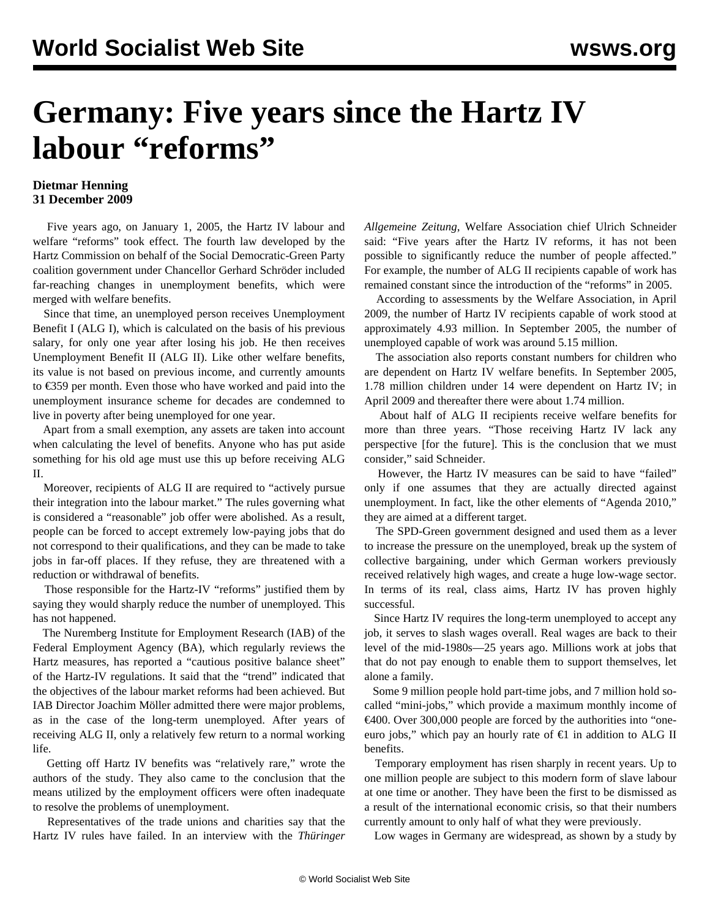# Germany: Five years since the Hartz IV labour "reforms"

**Dietmar Henning**
**31 December 2009**

Five years ago, on January 1, 2005, the Hartz IV labour and welfare "reforms" took effect. The fourth law developed by the Hartz Commission on behalf of the Social Democratic-Green Party coalition government under Chancellor Gerhard Schröder included far-reaching changes in unemployment benefits, which were merged with welfare benefits.

Since that time, an unemployed person receives Unemployment Benefit I (ALG I), which is calculated on the basis of his previous salary, for only one year after losing his job. He then receives Unemployment Benefit II (ALG II). Like other welfare benefits, its value is not based on previous income, and currently amounts to €359 per month. Even those who have worked and paid into the unemployment insurance scheme for decades are condemned to live in poverty after being unemployed for one year.

Apart from a small exemption, any assets are taken into account when calculating the level of benefits. Anyone who has put aside something for his old age must use this up before receiving ALG II.

Moreover, recipients of ALG II are required to "actively pursue their integration into the labour market." The rules governing what is considered a "reasonable" job offer were abolished. As a result, people can be forced to accept extremely low-paying jobs that do not correspond to their qualifications, and they can be made to take jobs in far-off places. If they refuse, they are threatened with a reduction or withdrawal of benefits.

Those responsible for the Hartz-IV "reforms" justified them by saying they would sharply reduce the number of unemployed. This has not happened.

The Nuremberg Institute for Employment Research (IAB) of the Federal Employment Agency (BA), which regularly reviews the Hartz measures, has reported a "cautious positive balance sheet" of the Hartz-IV regulations. It said that the "trend" indicated that the objectives of the labour market reforms had been achieved. But IAB Director Joachim Möller admitted there were major problems, as in the case of the long-term unemployed. After years of receiving ALG II, only a relatively few return to a normal working life.

Getting off Hartz IV benefits was "relatively rare," wrote the authors of the study. They also came to the conclusion that the means utilized by the employment officers were often inadequate to resolve the problems of unemployment.

Representatives of the trade unions and charities say that the Hartz IV rules have failed. In an interview with the *Thüringer Allgemeine Zeitung*, Welfare Association chief Ulrich Schneider said: "Five years after the Hartz IV reforms, it has not been possible to significantly reduce the number of people affected." For example, the number of ALG II recipients capable of work has remained constant since the introduction of the "reforms" in 2005.

According to assessments by the Welfare Association, in April 2009, the number of Hartz IV recipients capable of work stood at approximately 4.93 million. In September 2005, the number of unemployed capable of work was around 5.15 million.

The association also reports constant numbers for children who are dependent on Hartz IV welfare benefits. In September 2005, 1.78 million children under 14 were dependent on Hartz IV; in April 2009 and thereafter there were about 1.74 million.

About half of ALG II recipients receive welfare benefits for more than three years. "Those receiving Hartz IV lack any perspective [for the future]. This is the conclusion that we must consider," said Schneider.

However, the Hartz IV measures can be said to have "failed" only if one assumes that they are actually directed against unemployment. In fact, like the other elements of "Agenda 2010," they are aimed at a different target.

The SPD-Green government designed and used them as a lever to increase the pressure on the unemployed, break up the system of collective bargaining, under which German workers previously received relatively high wages, and create a huge low-wage sector. In terms of its real, class aims, Hartz IV has proven highly successful.

Since Hartz IV requires the long-term unemployed to accept any job, it serves to slash wages overall. Real wages are back to their level of the mid-1980s—25 years ago. Millions work at jobs that that do not pay enough to enable them to support themselves, let alone a family.

Some 9 million people hold part-time jobs, and 7 million hold so-called "mini-jobs," which provide a maximum monthly income of €400. Over 300,000 people are forced by the authorities into "one-euro jobs," which pay an hourly rate of €1 in addition to ALG II benefits.

Temporary employment has risen sharply in recent years. Up to one million people are subject to this modern form of slave labour at one time or another. They have been the first to be dismissed as a result of the international economic crisis, so that their numbers currently amount to only half of what they were previously.

Low wages in Germany are widespread, as shown by a study by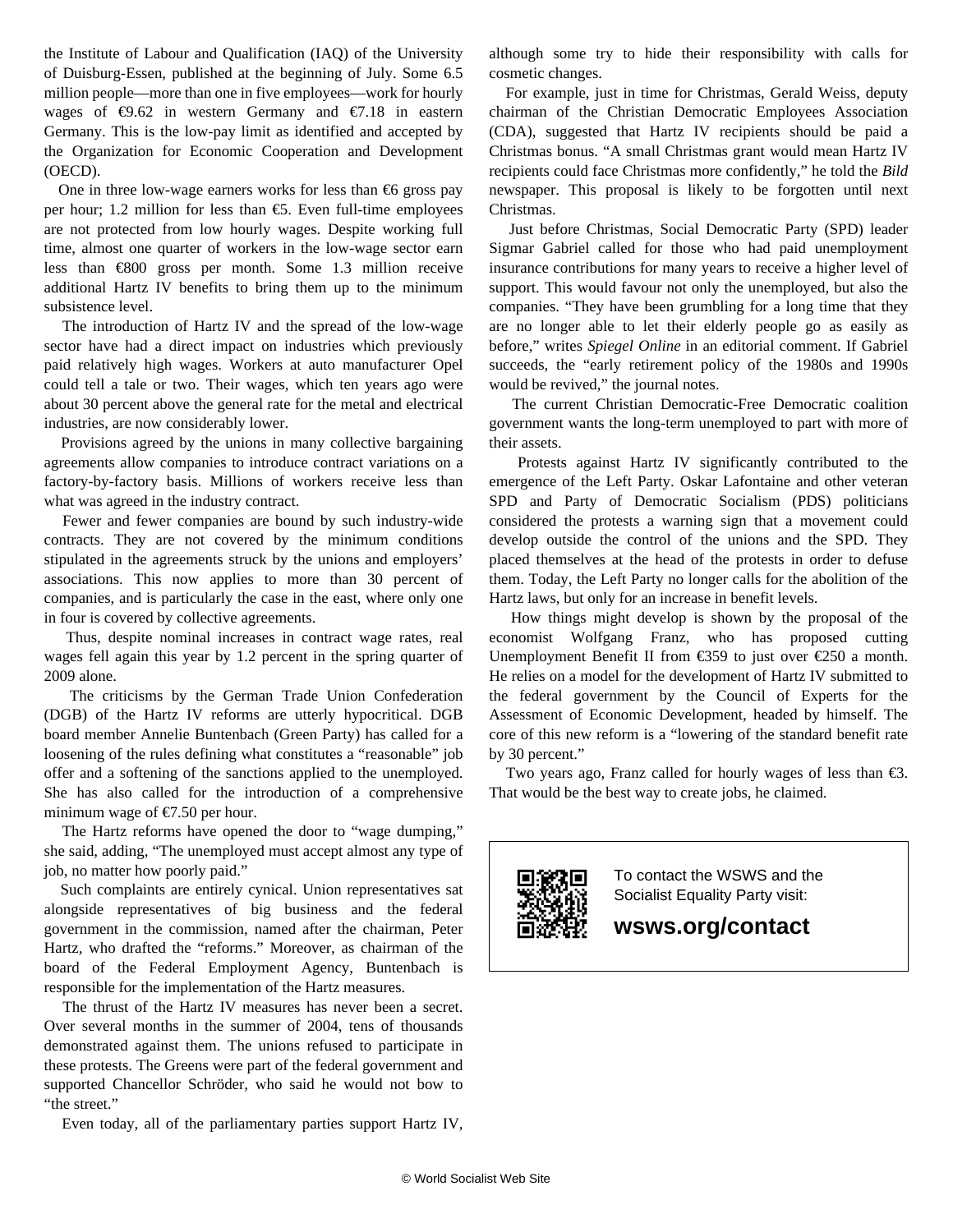the Institute of Labour and Qualification (IAQ) of the University of Duisburg-Essen, published at the beginning of July. Some 6.5 million people—more than one in five employees—work for hourly wages of €9.62 in western Germany and €7.18 in eastern Germany. This is the low-pay limit as identified and accepted by the Organization for Economic Cooperation and Development (OECD).

One in three low-wage earners works for less than €6 gross pay per hour; 1.2 million for less than €5. Even full-time employees are not protected from low hourly wages. Despite working full time, almost one quarter of workers in the low-wage sector earn less than €800 gross per month. Some 1.3 million receive additional Hartz IV benefits to bring them up to the minimum subsistence level.

The introduction of Hartz IV and the spread of the low-wage sector have had a direct impact on industries which previously paid relatively high wages. Workers at auto manufacturer Opel could tell a tale or two. Their wages, which ten years ago were about 30 percent above the general rate for the metal and electrical industries, are now considerably lower.

Provisions agreed by the unions in many collective bargaining agreements allow companies to introduce contract variations on a factory-by-factory basis. Millions of workers receive less than what was agreed in the industry contract.

Fewer and fewer companies are bound by such industry-wide contracts. They are not covered by the minimum conditions stipulated in the agreements struck by the unions and employers' associations. This now applies to more than 30 percent of companies, and is particularly the case in the east, where only one in four is covered by collective agreements.

Thus, despite nominal increases in contract wage rates, real wages fell again this year by 1.2 percent in the spring quarter of 2009 alone.

The criticisms by the German Trade Union Confederation (DGB) of the Hartz IV reforms are utterly hypocritical. DGB board member Annelie Buntenbach (Green Party) has called for a loosening of the rules defining what constitutes a "reasonable" job offer and a softening of the sanctions applied to the unemployed. She has also called for the introduction of a comprehensive minimum wage of €7.50 per hour.

The Hartz reforms have opened the door to "wage dumping," she said, adding, "The unemployed must accept almost any type of job, no matter how poorly paid."

Such complaints are entirely cynical. Union representatives sat alongside representatives of big business and the federal government in the commission, named after the chairman, Peter Hartz, who drafted the "reforms." Moreover, as chairman of the board of the Federal Employment Agency, Buntenbach is responsible for the implementation of the Hartz measures.

The thrust of the Hartz IV measures has never been a secret. Over several months in the summer of 2004, tens of thousands demonstrated against them. The unions refused to participate in these protests. The Greens were part of the federal government and supported Chancellor Schröder, who said he would not bow to "the street."

Even today, all of the parliamentary parties support Hartz IV, although some try to hide their responsibility with calls for cosmetic changes.

For example, just in time for Christmas, Gerald Weiss, deputy chairman of the Christian Democratic Employees Association (CDA), suggested that Hartz IV recipients should be paid a Christmas bonus. "A small Christmas grant would mean Hartz IV recipients could face Christmas more confidently," he told the *Bild* newspaper. This proposal is likely to be forgotten until next Christmas.

Just before Christmas, Social Democratic Party (SPD) leader Sigmar Gabriel called for those who had paid unemployment insurance contributions for many years to receive a higher level of support. This would favour not only the unemployed, but also the companies. "They have been grumbling for a long time that they are no longer able to let their elderly people go as easily as before," writes *Spiegel Online* in an editorial comment. If Gabriel succeeds, the "early retirement policy of the 1980s and 1990s would be revived," the journal notes.

The current Christian Democratic-Free Democratic coalition government wants the long-term unemployed to part with more of their assets.

Protests against Hartz IV significantly contributed to the emergence of the Left Party. Oskar Lafontaine and other veteran SPD and Party of Democratic Socialism (PDS) politicians considered the protests a warning sign that a movement could develop outside the control of the unions and the SPD. They placed themselves at the head of the protests in order to defuse them. Today, the Left Party no longer calls for the abolition of the Hartz laws, but only for an increase in benefit levels.

How things might develop is shown by the proposal of the economist Wolfgang Franz, who has proposed cutting Unemployment Benefit II from €359 to just over €250 a month. He relies on a model for the development of Hartz IV submitted to the federal government by the Council of Experts for the Assessment of Economic Development, headed by himself. The core of this new reform is a "lowering of the standard benefit rate by 30 percent."

Two years ago, Franz called for hourly wages of less than €3. That would be the best way to create jobs, he claimed.

To contact the WSWS and the Socialist Equality Party visit:

**wsws.org/contact**